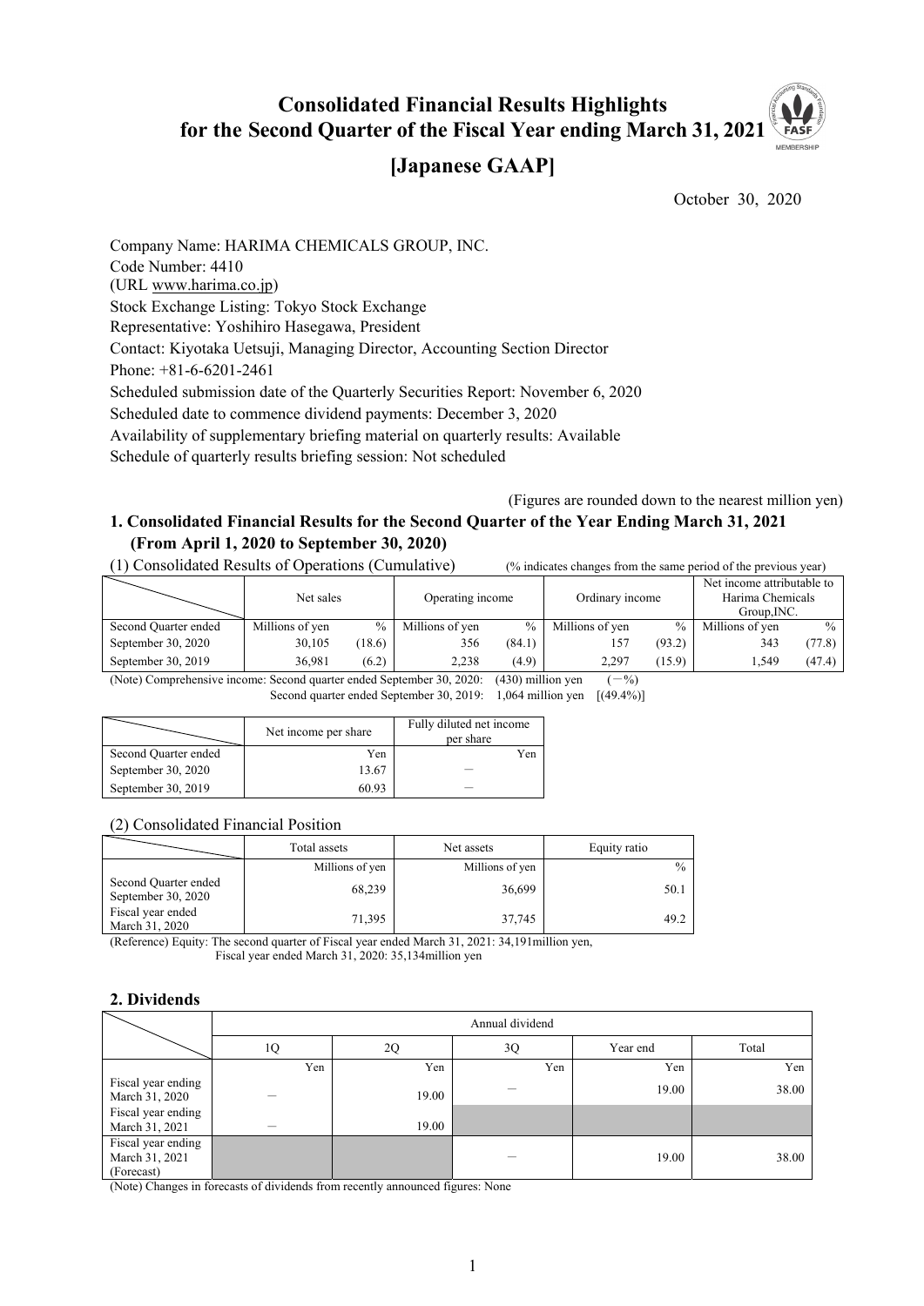# Consolidated Financial Results Highlights for the Second Quarter of the Fiscal Year ending March 31, 2021

## [Japanese GAAP]

October 30, 2020

Company Name: HARIMA CHEMICALS GROUP, INC.
Code Number: 4410
(URL www.harima.co.jp)
Stock Exchange Listing: Tokyo Stock Exchange
Representative: Yoshihiro Hasegawa, President
Contact: Kiyotaka Uetsuji, Managing Director, Accounting Section Director
Phone: +81-6-6201-2461
Scheduled submission date of the Quarterly Securities Report: November 6, 2020
Scheduled date to commence dividend payments: December 3, 2020
Availability of supplementary briefing material on quarterly results: Available
Schedule of quarterly results briefing session: Not scheduled

(Figures are rounded down to the nearest million yen)

### 1. Consolidated Financial Results for the Second Quarter of the Year Ending March 31, 2021 (From April 1, 2020 to September 30, 2020)

(1) Consolidated Results of Operations (Cumulative) (% indicates changes from the same period of the previous year)

| | Net sales | | Operating income | | Ordinary income | | Net income attributable to Harima Chemicals Group,INC. | |
|---|---|---|---|---|---|---|---|---|
| Second Quarter ended | Millions of yen | % | Millions of yen | % | Millions of yen | % | Millions of yen | % |
| September 30, 2020 | 30,105 | (18.6) | 356 | (84.1) | 157 | (93.2) | 343 | (77.8) |
| September 30, 2019 | 36,981 | (6.2) | 2,238 | (4.9) | 2,297 | (15.9) | 1,549 | (47.4) |

(Note) Comprehensive income: Second quarter ended September 30, 2020: (430) million yen (－%)
Second quarter ended September 30, 2019: 1,064 million yen [(49.4%)]

| | Net income per share | Fully diluted net income per share |
|---|---|---|
| Second Quarter ended | Yen | Yen |
| September 30, 2020 | 13.67 | － |
| September 30, 2019 | 60.93 | － |

(2) Consolidated Financial Position

| | Total assets | Net assets | Equity ratio |
|---|---|---|---|
| | Millions of yen | Millions of yen | % |
| Second Quarter ended September 30, 2020 | 68,239 | 36,699 | 50.1 |
| Fiscal year ended March 31, 2020 | 71,395 | 37,745 | 49.2 |

(Reference) Equity: The second quarter of Fiscal year ended March 31, 2021: 34,191million yen,
Fiscal year ended March 31, 2020: 35,134million yen

### 2. Dividends

| | Annual dividend | | | | |
|---|---|---|---|---|---|
| | 1Q | 2Q | 3Q | Year end | Total |
| | Yen | Yen | Yen | Yen | Yen |
| Fiscal year ending March 31, 2020 | － | 19.00 | － | 19.00 | 38.00 |
| Fiscal year ending March 31, 2021 | － | 19.00 | | | |
| Fiscal year ending March 31, 2021 (Forecast) | | | － | 19.00 | 38.00 |

(Note) Changes in forecasts of dividends from recently announced figures: None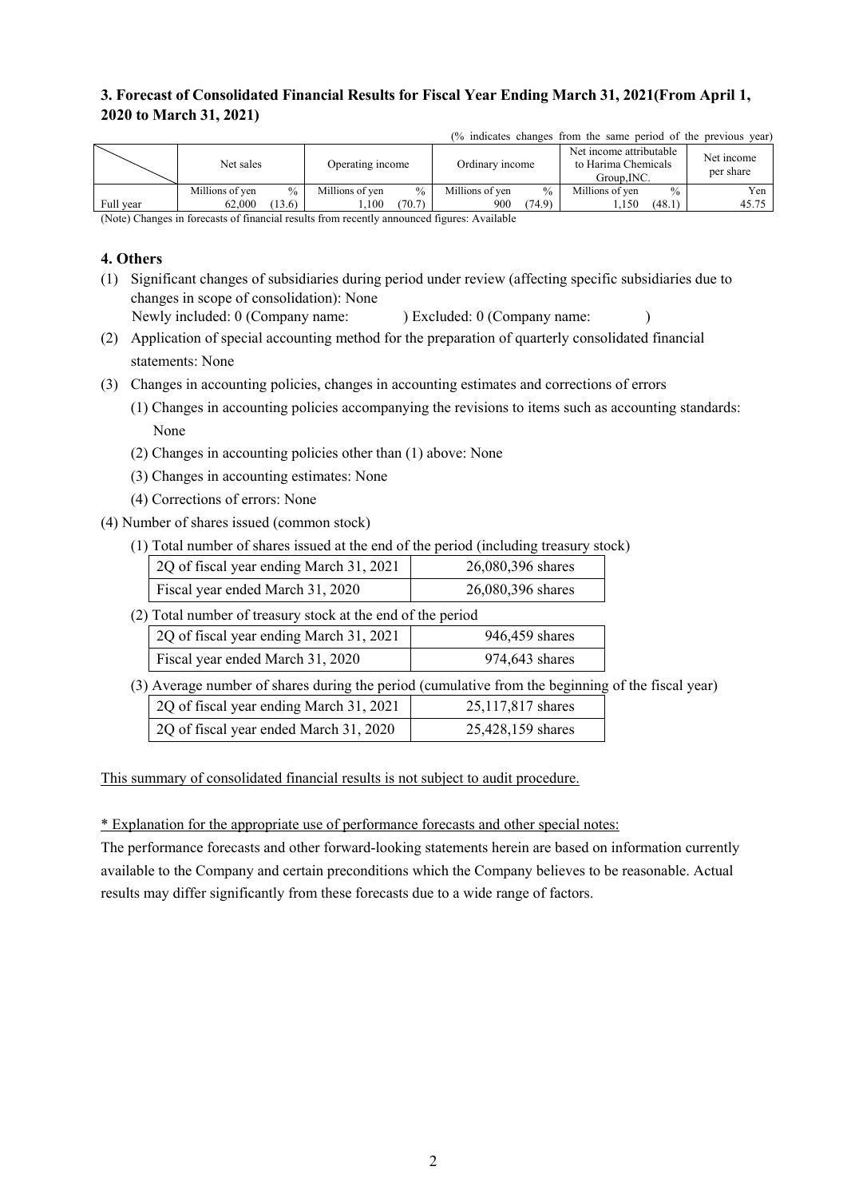### 3. Forecast of Consolidated Financial Results for Fiscal Year Ending March 31, 2021(From April 1, 2020 to March 31, 2021)

(% indicates changes from the same period of the previous year)

| | Net sales | | Operating income | | Ordinary income | | Net income attributable to Harima Chemicals Group,INC. | | Net income per share |
|---|---|---|---|---|---|---|---|---|---|
| | Millions of yen | % | Millions of yen | % | Millions of yen | % | Millions of yen | % | Yen |
| Full year | 62,000 | (13.6) | 1,100 | (70.7) | 900 | (74.9) | 1,150 | (48.1) | 45.75 |

(Note) Changes in forecasts of financial results from recently announced figures: Available

### 4. Others

(1) Significant changes of subsidiaries during period under review (affecting specific subsidiaries due to changes in scope of consolidation): None
Newly included: 0 (Company name: ) Excluded: 0 (Company name: )

(2) Application of special accounting method for the preparation of quarterly consolidated financial statements: None

(3) Changes in accounting policies, changes in accounting estimates and corrections of errors
- (1) Changes in accounting policies accompanying the revisions to items such as accounting standards: None
- (2) Changes in accounting policies other than (1) above: None
- (3) Changes in accounting estimates: None
- (4) Corrections of errors: None

(4) Number of shares issued (common stock)

(1) Total number of shares issued at the end of the period (including treasury stock)

| | |
|---|---|
| 2Q of fiscal year ending March 31, 2021 | 26,080,396 shares |
| Fiscal year ended March 31, 2020 | 26,080,396 shares |

(2) Total number of treasury stock at the end of the period

| | |
|---|---|
| 2Q of fiscal year ending March 31, 2021 | 946,459 shares |
| Fiscal year ended March 31, 2020 | 974,643 shares |

(3) Average number of shares during the period (cumulative from the beginning of the fiscal year)

| | |
|---|---|
| 2Q of fiscal year ending March 31, 2021 | 25,117,817 shares |
| 2Q of fiscal year ended March 31, 2020 | 25,428,159 shares |

This summary of consolidated financial results is not subject to audit procedure.

* Explanation for the appropriate use of performance forecasts and other special notes:

The performance forecasts and other forward-looking statements herein are based on information currently available to the Company and certain preconditions which the Company believes to be reasonable. Actual results may differ significantly from these forecasts due to a wide range of factors.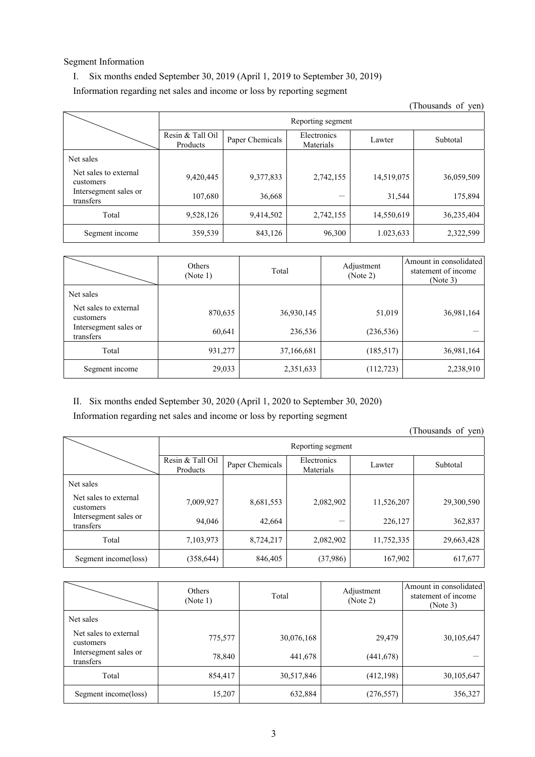Segment Information

I. Six months ended September 30, 2019 (April 1, 2019 to September 30, 2019)

Information regarding net sales and income or loss by reporting segment

(Thousands of yen)

| | Reporting segment | | | | |
|---|---|---|---|---|---|
| | Resin & Tall Oil Products | Paper Chemicals | Electronics Materials | Lawter | Subtotal |
| Net sales | | | | | |
| Net sales to external customers | 9,420,445 | 9,377,833 | 2,742,155 | 14,519,075 | 36,059,509 |
| Intersegment sales or transfers | 107,680 | 36,668 | — | 31,544 | 175,894 |
| Total | 9,528,126 | 9,414,502 | 2,742,155 | 14,550,619 | 36,235,404 |
| Segment income | 359,539 | 843,126 | 96,300 | 1.023,633 | 2,322,599 |

| | Others (Note 1) | Total | Adjustment (Note 2) | Amount in consolidated statement of income (Note 3) |
|---|---|---|---|---|
| Net sales | | | | |
| Net sales to external customers | 870,635 | 36,930,145 | 51,019 | 36,981,164 |
| Intersegment sales or transfers | 60,641 | 236,536 | (236,536) | — |
| Total | 931,277 | 37,166,681 | (185,517) | 36,981,164 |
| Segment income | 29,033 | 2,351,633 | (112,723) | 2,238,910 |

II. Six months ended September 30, 2020 (April 1, 2020 to September 30, 2020)

Information regarding net sales and income or loss by reporting segment

(Thousands of yen)

| | Reporting segment | | | | |
|---|---|---|---|---|---|
| | Resin & Tall Oil Products | Paper Chemicals | Electronics Materials | Lawter | Subtotal |
| Net sales | | | | | |
| Net sales to external customers | 7,009,927 | 8,681,553 | 2,082,902 | 11,526,207 | 29,300,590 |
| Intersegment sales or transfers | 94,046 | 42,664 | — | 226,127 | 362,837 |
| Total | 7,103,973 | 8,724,217 | 2,082,902 | 11,752,335 | 29,663,428 |
| Segment income(loss) | (358,644) | 846,405 | (37,986) | 167,902 | 617,677 |

| | Others (Note 1) | Total | Adjustment (Note 2) | Amount in consolidated statement of income (Note 3) |
|---|---|---|---|---|
| Net sales | | | | |
| Net sales to external customers | 775,577 | 30,076,168 | 29,479 | 30,105,647 |
| Intersegment sales or transfers | 78,840 | 441,678 | (441,678) | — |
| Total | 854,417 | 30,517,846 | (412,198) | 30,105,647 |
| Segment income(loss) | 15,207 | 632,884 | (276,557) | 356,327 |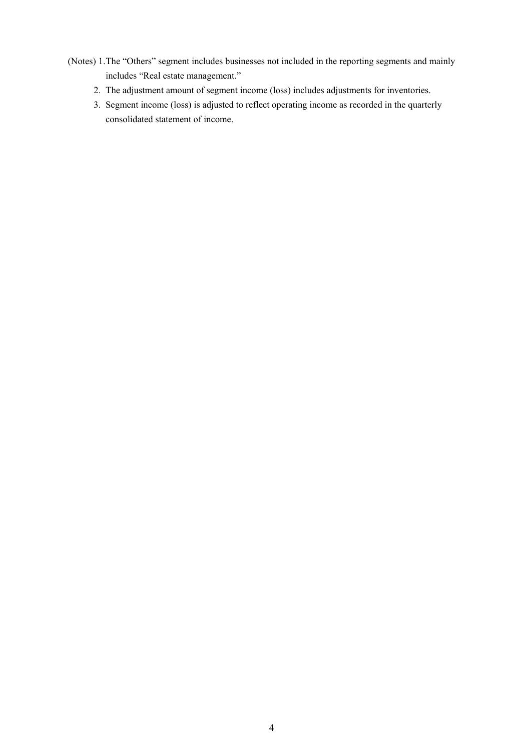(Notes) 1. The “Others” segment includes businesses not included in the reporting segments and mainly includes “Real estate management.”

2. The adjustment amount of segment income (loss) includes adjustments for inventories.

3. Segment income (loss) is adjusted to reflect operating income as recorded in the quarterly consolidated statement of income.